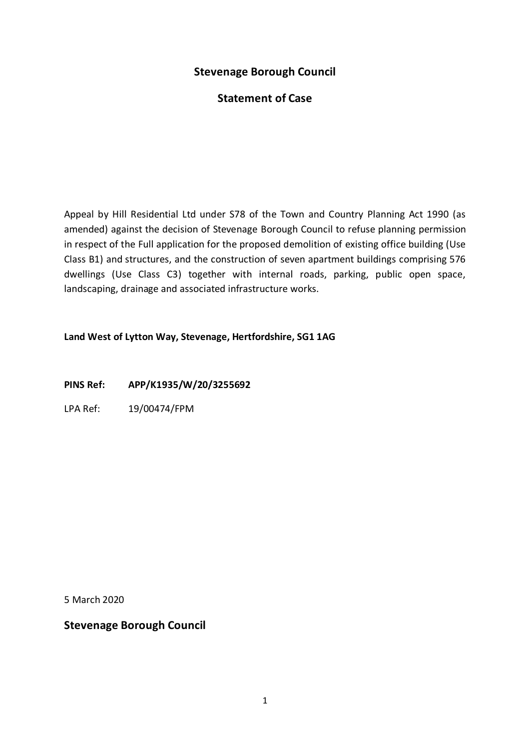# Stevenage Borough Council

## Statement of Case

Appeal by Hill Residential Ltd under S78 of the Town and Country Planning Act 1990 (as amended) against the decision of Stevenage Borough Council to refuse planning permission in respect of the Full application for the proposed demolition of existing office building (Use Class B1) and structures, and the construction of seven apartment buildings comprising 576 dwellings (Use Class C3) together with internal roads, parking, public open space, landscaping, drainage and associated infrastructure works.

**Land West of Lytton Way, Stevenage, Hertfordshire, SG1 1AG**

**PINS Ref: APP/K1935/W/20/3255692**

LPA Ref: 19/00474/FPM

5 March 2020

**Stevenage Borough Council**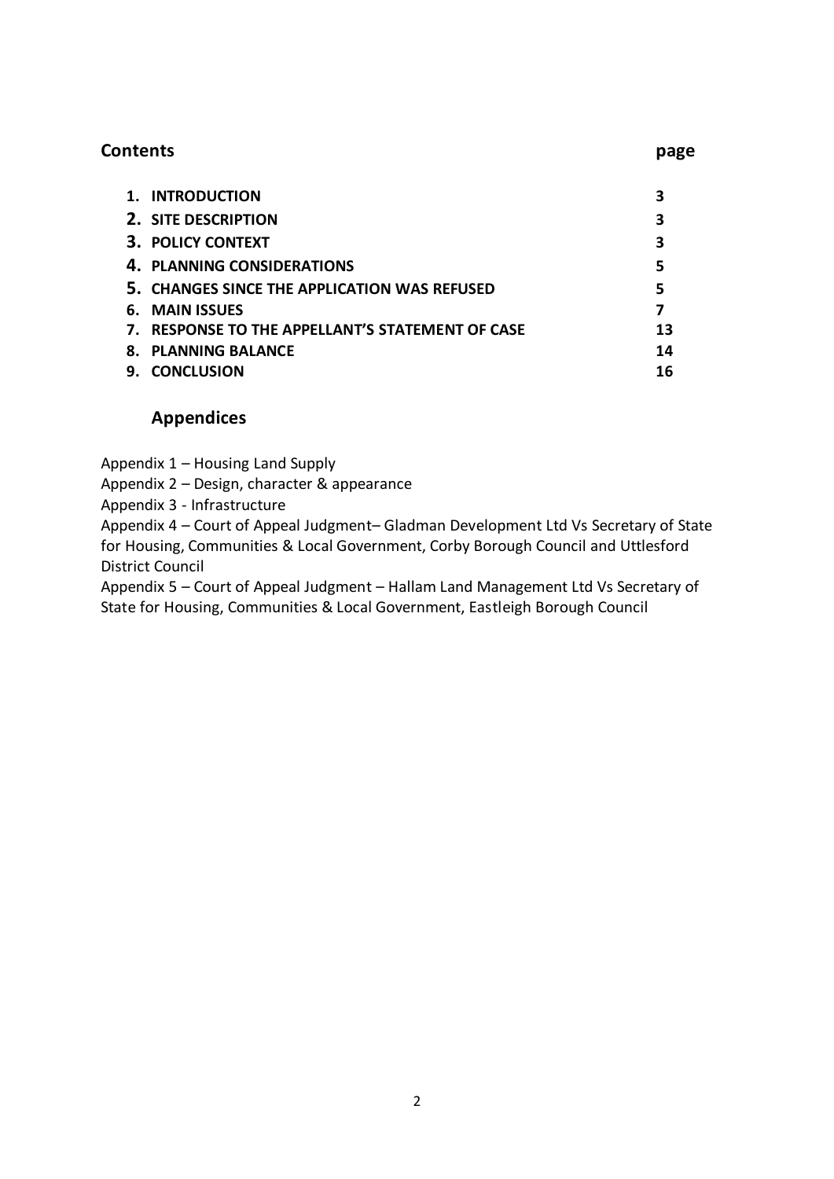## Contents

| | page |
|---|---|
| 1. INTRODUCTION | 3 |
| 2. SITE DESCRIPTION | 3 |
| 3. POLICY CONTEXT | 3 |
| 4. PLANNING CONSIDERATIONS | 5 |
| 5. CHANGES SINCE THE APPLICATION WAS REFUSED | 5 |
| 6. MAIN ISSUES | 7 |
| 7. RESPONSE TO THE APPELLANT'S STATEMENT OF CASE | 13 |
| 8. PLANNING BALANCE | 14 |
| 9. CONCLUSION | 16 |

## Appendices

Appendix 1 – Housing Land Supply

Appendix 2 – Design, character & appearance

Appendix 3 - Infrastructure

Appendix 4 – Court of Appeal Judgment– Gladman Development Ltd Vs Secretary of State for Housing, Communities & Local Government, Corby Borough Council and Uttlesford District Council

Appendix 5 – Court of Appeal Judgment – Hallam Land Management Ltd Vs Secretary of State for Housing, Communities & Local Government, Eastleigh Borough Council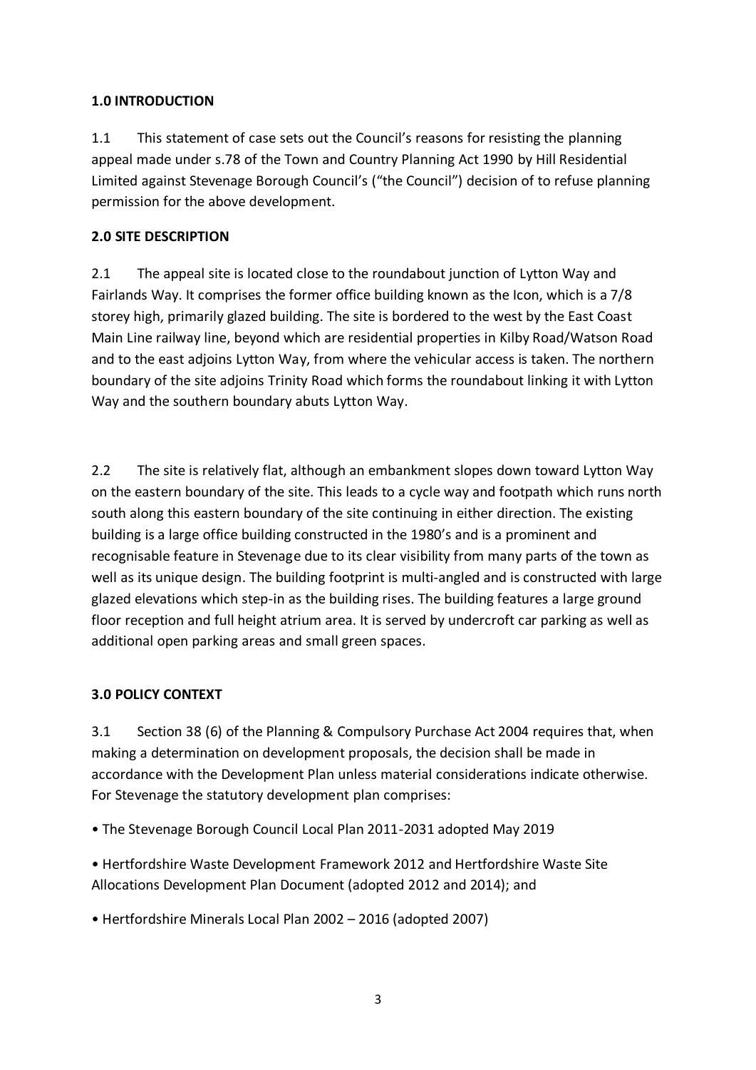## 1.0 INTRODUCTION

1.1 This statement of case sets out the Council's reasons for resisting the planning appeal made under s.78 of the Town and Country Planning Act 1990 by Hill Residential Limited against Stevenage Borough Council's ("the Council") decision of to refuse planning permission for the above development.

## 2.0 SITE DESCRIPTION

2.1 The appeal site is located close to the roundabout junction of Lytton Way and Fairlands Way. It comprises the former office building known as the Icon, which is a 7/8 storey high, primarily glazed building. The site is bordered to the west by the East Coast Main Line railway line, beyond which are residential properties in Kilby Road/Watson Road and to the east adjoins Lytton Way, from where the vehicular access is taken. The northern boundary of the site adjoins Trinity Road which forms the roundabout linking it with Lytton Way and the southern boundary abuts Lytton Way.

2.2 The site is relatively flat, although an embankment slopes down toward Lytton Way on the eastern boundary of the site. This leads to a cycle way and footpath which runs north south along this eastern boundary of the site continuing in either direction. The existing building is a large office building constructed in the 1980's and is a prominent and recognisable feature in Stevenage due to its clear visibility from many parts of the town as well as its unique design. The building footprint is multi-angled and is constructed with large glazed elevations which step-in as the building rises. The building features a large ground floor reception and full height atrium area. It is served by undercroft car parking as well as additional open parking areas and small green spaces.

## 3.0 POLICY CONTEXT

3.1 Section 38 (6) of the Planning & Compulsory Purchase Act 2004 requires that, when making a determination on development proposals, the decision shall be made in accordance with the Development Plan unless material considerations indicate otherwise. For Stevenage the statutory development plan comprises:

- The Stevenage Borough Council Local Plan 2011-2031 adopted May 2019
- Hertfordshire Waste Development Framework 2012 and Hertfordshire Waste Site Allocations Development Plan Document (adopted 2012 and 2014); and
- Hertfordshire Minerals Local Plan 2002 – 2016 (adopted 2007)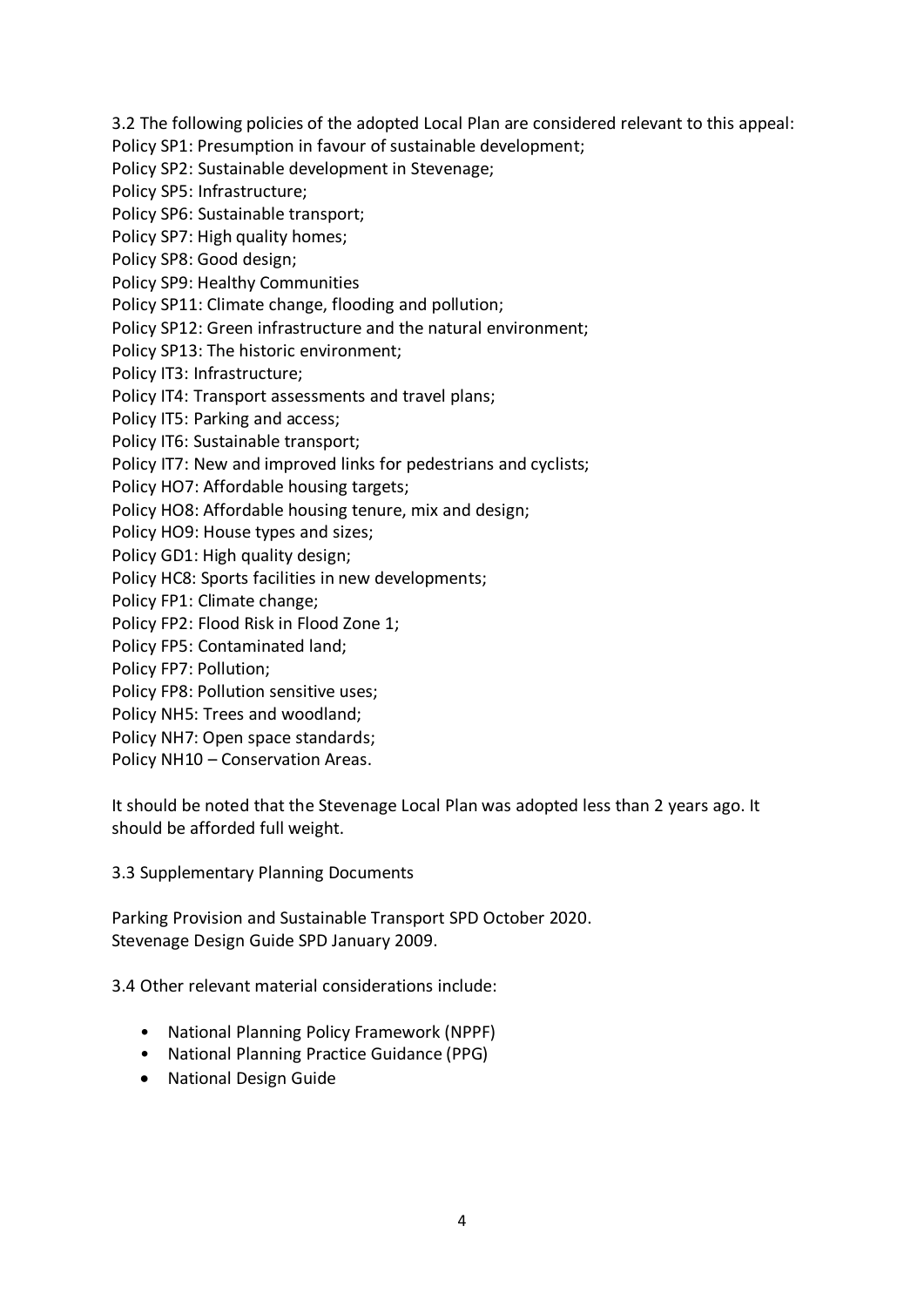3.2 The following policies of the adopted Local Plan are considered relevant to this appeal:
Policy SP1: Presumption in favour of sustainable development;
Policy SP2: Sustainable development in Stevenage;
Policy SP5: Infrastructure;
Policy SP6: Sustainable transport;
Policy SP7: High quality homes;
Policy SP8: Good design;
Policy SP9: Healthy Communities
Policy SP11: Climate change, flooding and pollution;
Policy SP12: Green infrastructure and the natural environment;
Policy SP13: The historic environment;
Policy IT3: Infrastructure;
Policy IT4: Transport assessments and travel plans;
Policy IT5: Parking and access;
Policy IT6: Sustainable transport;
Policy IT7: New and improved links for pedestrians and cyclists;
Policy HO7: Affordable housing targets;
Policy HO8: Affordable housing tenure, mix and design;
Policy HO9: House types and sizes;
Policy GD1: High quality design;
Policy HC8: Sports facilities in new developments;
Policy FP1: Climate change;
Policy FP2: Flood Risk in Flood Zone 1;
Policy FP5: Contaminated land;
Policy FP7: Pollution;
Policy FP8: Pollution sensitive uses;
Policy NH5: Trees and woodland;
Policy NH7: Open space standards;
Policy NH10 – Conservation Areas.

It should be noted that the Stevenage Local Plan was adopted less than 2 years ago. It should be afforded full weight.

3.3 Supplementary Planning Documents

Parking Provision and Sustainable Transport SPD October 2020.
Stevenage Design Guide SPD January 2009.

3.4 Other relevant material considerations include:

- National Planning Policy Framework (NPPF)
- National Planning Practice Guidance (PPG)
- National Design Guide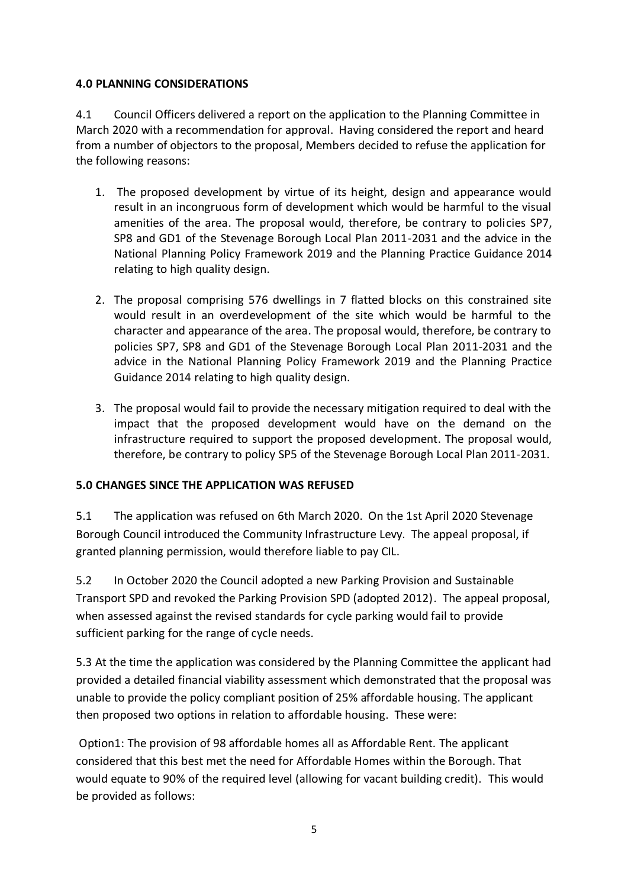## 4.0 PLANNING CONSIDERATIONS

4.1 Council Officers delivered a report on the application to the Planning Committee in March 2020 with a recommendation for approval. Having considered the report and heard from a number of objectors to the proposal, Members decided to refuse the application for the following reasons:

1. The proposed development by virtue of its height, design and appearance would result in an incongruous form of development which would be harmful to the visual amenities of the area. The proposal would, therefore, be contrary to policies SP7, SP8 and GD1 of the Stevenage Borough Local Plan 2011-2031 and the advice in the National Planning Policy Framework 2019 and the Planning Practice Guidance 2014 relating to high quality design.

2. The proposal comprising 576 dwellings in 7 flatted blocks on this constrained site would result in an overdevelopment of the site which would be harmful to the character and appearance of the area. The proposal would, therefore, be contrary to policies SP7, SP8 and GD1 of the Stevenage Borough Local Plan 2011-2031 and the advice in the National Planning Policy Framework 2019 and the Planning Practice Guidance 2014 relating to high quality design.

3. The proposal would fail to provide the necessary mitigation required to deal with the impact that the proposed development would have on the demand on the infrastructure required to support the proposed development. The proposal would, therefore, be contrary to policy SP5 of the Stevenage Borough Local Plan 2011-2031.

## 5.0 CHANGES SINCE THE APPLICATION WAS REFUSED

5.1 The application was refused on 6th March 2020. On the 1st April 2020 Stevenage Borough Council introduced the Community Infrastructure Levy. The appeal proposal, if granted planning permission, would therefore liable to pay CIL.

5.2 In October 2020 the Council adopted a new Parking Provision and Sustainable Transport SPD and revoked the Parking Provision SPD (adopted 2012). The appeal proposal, when assessed against the revised standards for cycle parking would fail to provide sufficient parking for the range of cycle needs.

5.3 At the time the application was considered by the Planning Committee the applicant had provided a detailed financial viability assessment which demonstrated that the proposal was unable to provide the policy compliant position of 25% affordable housing. The applicant then proposed two options in relation to affordable housing. These were:

Option1: The provision of 98 affordable homes all as Affordable Rent. The applicant considered that this best met the need for Affordable Homes within the Borough. That would equate to 90% of the required level (allowing for vacant building credit). This would be provided as follows: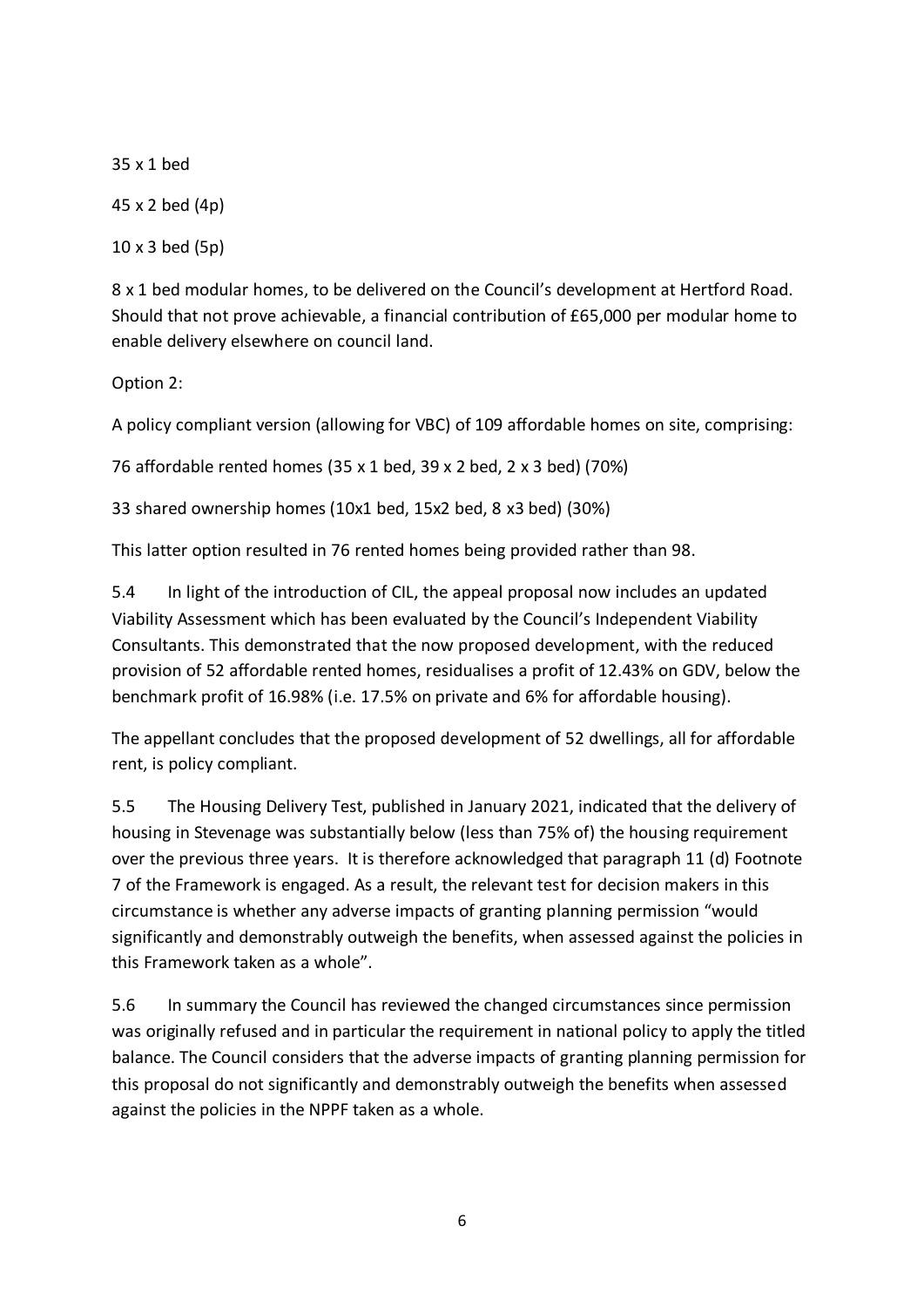35 x 1 bed

45 x 2 bed (4p)

10 x 3 bed (5p)

8 x 1 bed modular homes, to be delivered on the Council's development at Hertford Road. Should that not prove achievable, a financial contribution of £65,000 per modular home to enable delivery elsewhere on council land.

Option 2:

A policy compliant version (allowing for VBC) of 109 affordable homes on site, comprising:

76 affordable rented homes (35 x 1 bed, 39 x 2 bed, 2 x 3 bed) (70%)

33 shared ownership homes (10x1 bed, 15x2 bed, 8 x3 bed) (30%)

This latter option resulted in 76 rented homes being provided rather than 98.

5.4 In light of the introduction of CIL, the appeal proposal now includes an updated Viability Assessment which has been evaluated by the Council's Independent Viability Consultants. This demonstrated that the now proposed development, with the reduced provision of 52 affordable rented homes, residualises a profit of 12.43% on GDV, below the benchmark profit of 16.98% (i.e. 17.5% on private and 6% for affordable housing).

The appellant concludes that the proposed development of 52 dwellings, all for affordable rent, is policy compliant.

5.5 The Housing Delivery Test, published in January 2021, indicated that the delivery of housing in Stevenage was substantially below (less than 75% of) the housing requirement over the previous three years. It is therefore acknowledged that paragraph 11 (d) Footnote 7 of the Framework is engaged. As a result, the relevant test for decision makers in this circumstance is whether any adverse impacts of granting planning permission "would significantly and demonstrably outweigh the benefits, when assessed against the policies in this Framework taken as a whole".

5.6 In summary the Council has reviewed the changed circumstances since permission was originally refused and in particular the requirement in national policy to apply the titled balance. The Council considers that the adverse impacts of granting planning permission for this proposal do not significantly and demonstrably outweigh the benefits when assessed against the policies in the NPPF taken as a whole.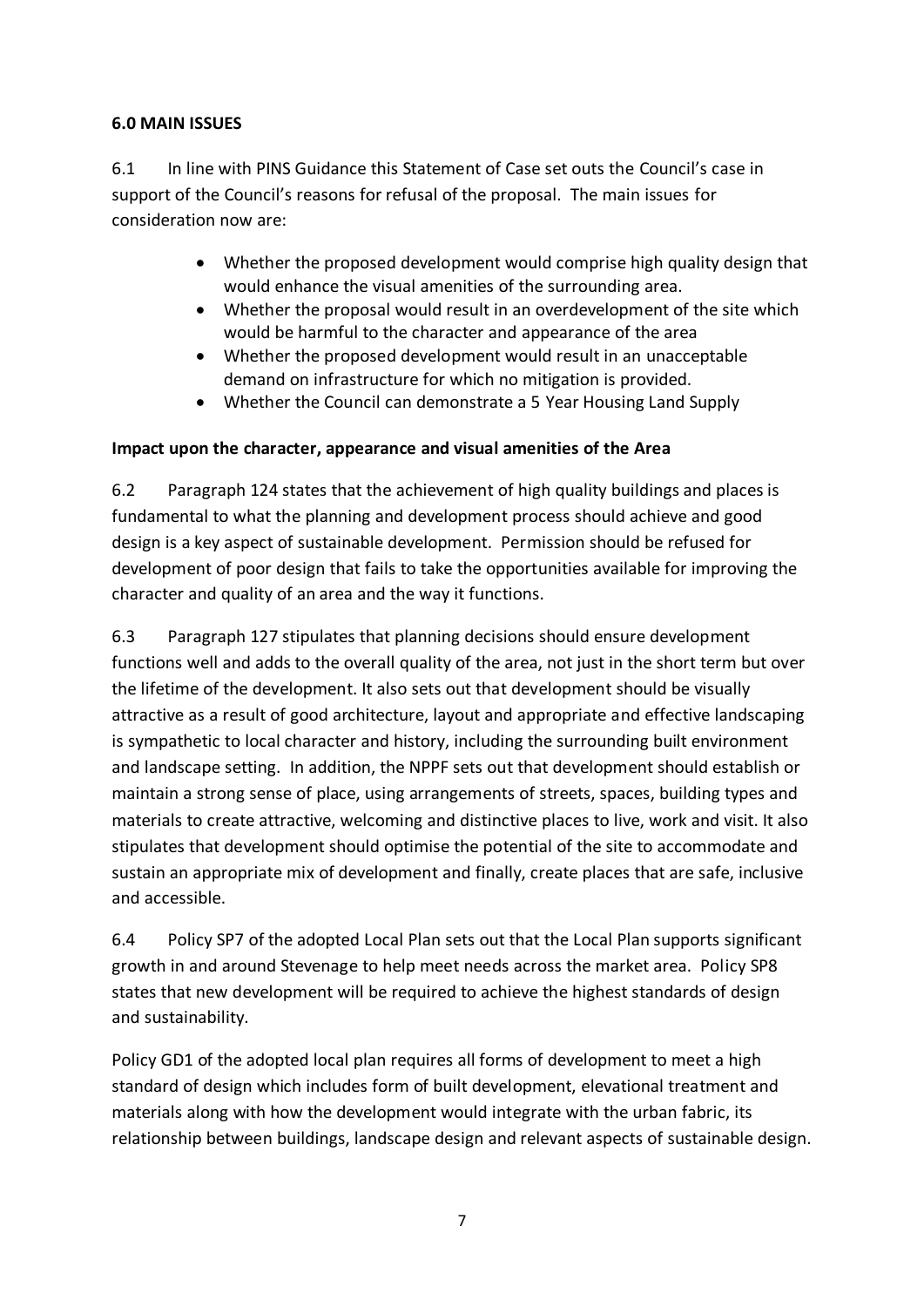**6.0 MAIN ISSUES**

6.1 In line with PINS Guidance this Statement of Case set outs the Council's case in support of the Council's reasons for refusal of the proposal. The main issues for consideration now are:

- Whether the proposed development would comprise high quality design that would enhance the visual amenities of the surrounding area.
- Whether the proposal would result in an overdevelopment of the site which would be harmful to the character and appearance of the area
- Whether the proposed development would result in an unacceptable demand on infrastructure for which no mitigation is provided.
- Whether the Council can demonstrate a 5 Year Housing Land Supply

**Impact upon the character, appearance and visual amenities of the Area**

6.2 Paragraph 124 states that the achievement of high quality buildings and places is fundamental to what the planning and development process should achieve and good design is a key aspect of sustainable development. Permission should be refused for development of poor design that fails to take the opportunities available for improving the character and quality of an area and the way it functions.

6.3 Paragraph 127 stipulates that planning decisions should ensure development functions well and adds to the overall quality of the area, not just in the short term but over the lifetime of the development. It also sets out that development should be visually attractive as a result of good architecture, layout and appropriate and effective landscaping is sympathetic to local character and history, including the surrounding built environment and landscape setting. In addition, the NPPF sets out that development should establish or maintain a strong sense of place, using arrangements of streets, spaces, building types and materials to create attractive, welcoming and distinctive places to live, work and visit. It also stipulates that development should optimise the potential of the site to accommodate and sustain an appropriate mix of development and finally, create places that are safe, inclusive and accessible.

6.4 Policy SP7 of the adopted Local Plan sets out that the Local Plan supports significant growth in and around Stevenage to help meet needs across the market area. Policy SP8 states that new development will be required to achieve the highest standards of design and sustainability.

Policy GD1 of the adopted local plan requires all forms of development to meet a high standard of design which includes form of built development, elevational treatment and materials along with how the development would integrate with the urban fabric, its relationship between buildings, landscape design and relevant aspects of sustainable design.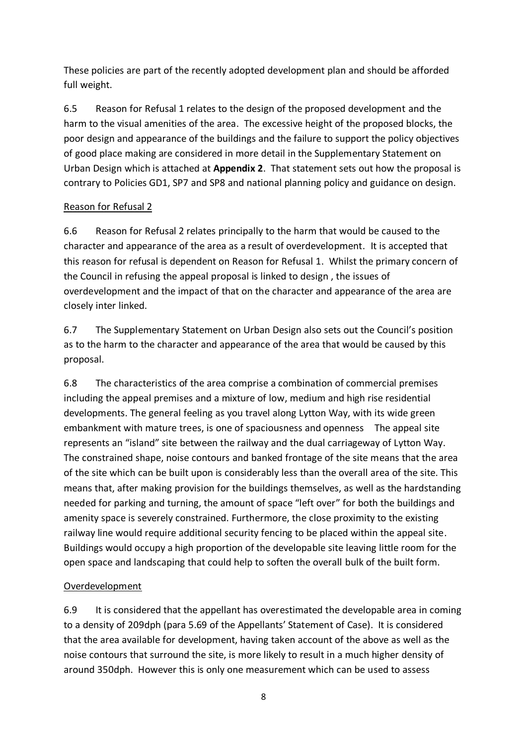These policies are part of the recently adopted development plan and should be afforded full weight.

6.5 Reason for Refusal 1 relates to the design of the proposed development and the harm to the visual amenities of the area. The excessive height of the proposed blocks, the poor design and appearance of the buildings and the failure to support the policy objectives of good place making are considered in more detail in the Supplementary Statement on Urban Design which is attached at **Appendix 2**. That statement sets out how the proposal is contrary to Policies GD1, SP7 and SP8 and national planning policy and guidance on design.

Reason for Refusal 2

6.6 Reason for Refusal 2 relates principally to the harm that would be caused to the character and appearance of the area as a result of overdevelopment. It is accepted that this reason for refusal is dependent on Reason for Refusal 1. Whilst the primary concern of the Council in refusing the appeal proposal is linked to design , the issues of overdevelopment and the impact of that on the character and appearance of the area are closely inter linked.

6.7 The Supplementary Statement on Urban Design also sets out the Council's position as to the harm to the character and appearance of the area that would be caused by this proposal.

6.8 The characteristics of the area comprise a combination of commercial premises including the appeal premises and a mixture of low, medium and high rise residential developments. The general feeling as you travel along Lytton Way, with its wide green embankment with mature trees, is one of spaciousness and openness The appeal site represents an "island" site between the railway and the dual carriageway of Lytton Way. The constrained shape, noise contours and banked frontage of the site means that the area of the site which can be built upon is considerably less than the overall area of the site. This means that, after making provision for the buildings themselves, as well as the hardstanding needed for parking and turning, the amount of space "left over" for both the buildings and amenity space is severely constrained. Furthermore, the close proximity to the existing railway line would require additional security fencing to be placed within the appeal site. Buildings would occupy a high proportion of the developable site leaving little room for the open space and landscaping that could help to soften the overall bulk of the built form.

Overdevelopment

6.9 It is considered that the appellant has overestimated the developable area in coming to a density of 209dph (para 5.69 of the Appellants' Statement of Case). It is considered that the area available for development, having taken account of the above as well as the noise contours that surround the site, is more likely to result in a much higher density of around 350dph. However this is only one measurement which can be used to assess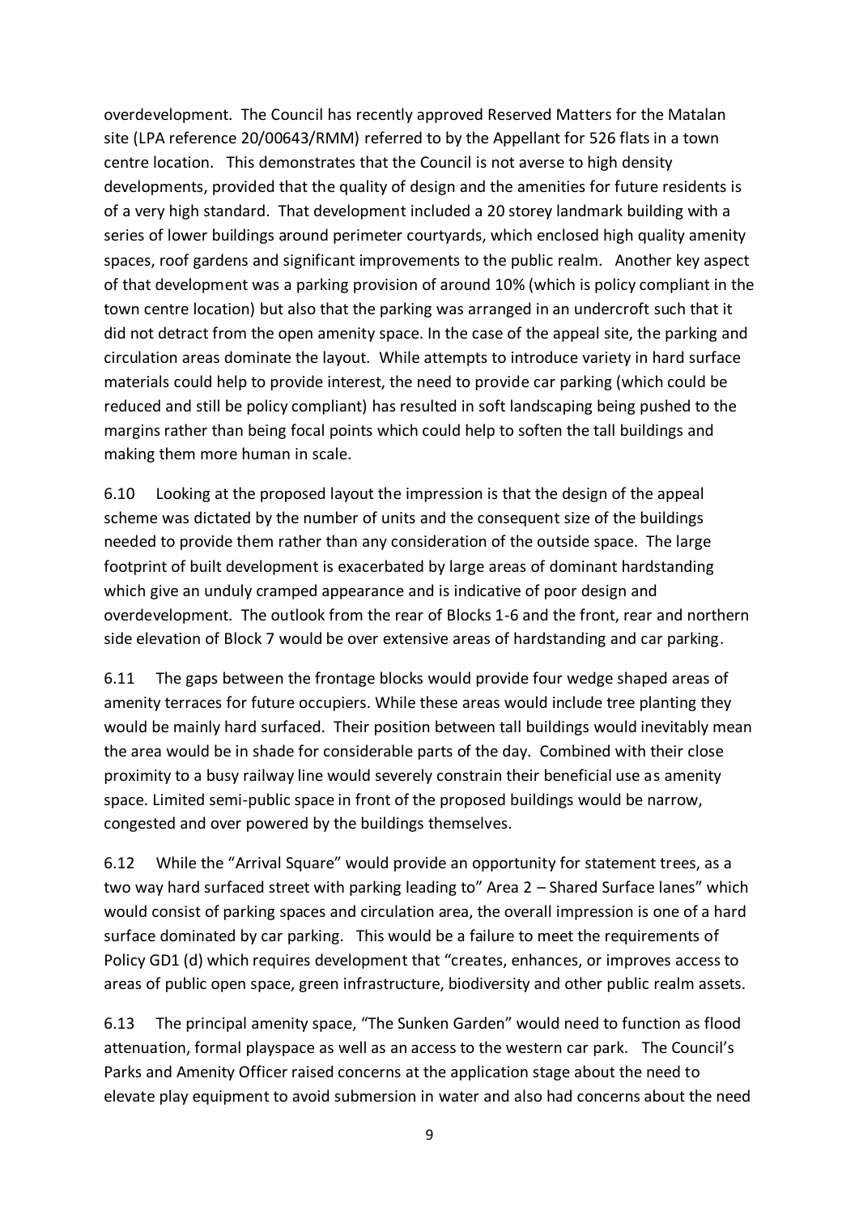overdevelopment. The Council has recently approved Reserved Matters for the Matalan site (LPA reference 20/00643/RMM) referred to by the Appellant for 526 flats in a town centre location. This demonstrates that the Council is not averse to high density developments, provided that the quality of design and the amenities for future residents is of a very high standard. That development included a 20 storey landmark building with a series of lower buildings around perimeter courtyards, which enclosed high quality amenity spaces, roof gardens and significant improvements to the public realm. Another key aspect of that development was a parking provision of around 10% (which is policy compliant in the town centre location) but also that the parking was arranged in an undercroft such that it did not detract from the open amenity space. In the case of the appeal site, the parking and circulation areas dominate the layout. While attempts to introduce variety in hard surface materials could help to provide interest, the need to provide car parking (which could be reduced and still be policy compliant) has resulted in soft landscaping being pushed to the margins rather than being focal points which could help to soften the tall buildings and making them more human in scale.

6.10 Looking at the proposed layout the impression is that the design of the appeal scheme was dictated by the number of units and the consequent size of the buildings needed to provide them rather than any consideration of the outside space. The large footprint of built development is exacerbated by large areas of dominant hardstanding which give an unduly cramped appearance and is indicative of poor design and overdevelopment. The outlook from the rear of Blocks 1-6 and the front, rear and northern side elevation of Block 7 would be over extensive areas of hardstanding and car parking.

6.11 The gaps between the frontage blocks would provide four wedge shaped areas of amenity terraces for future occupiers. While these areas would include tree planting they would be mainly hard surfaced. Their position between tall buildings would inevitably mean the area would be in shade for considerable parts of the day. Combined with their close proximity to a busy railway line would severely constrain their beneficial use as amenity space. Limited semi-public space in front of the proposed buildings would be narrow, congested and over powered by the buildings themselves.

6.12 While the "Arrival Square" would provide an opportunity for statement trees, as a two way hard surfaced street with parking leading to" Area 2 – Shared Surface lanes" which would consist of parking spaces and circulation area, the overall impression is one of a hard surface dominated by car parking. This would be a failure to meet the requirements of Policy GD1 (d) which requires development that "creates, enhances, or improves access to areas of public open space, green infrastructure, biodiversity and other public realm assets.

6.13 The principal amenity space, "The Sunken Garden" would need to function as flood attenuation, formal playspace as well as an access to the western car park. The Council's Parks and Amenity Officer raised concerns at the application stage about the need to elevate play equipment to avoid submersion in water and also had concerns about the need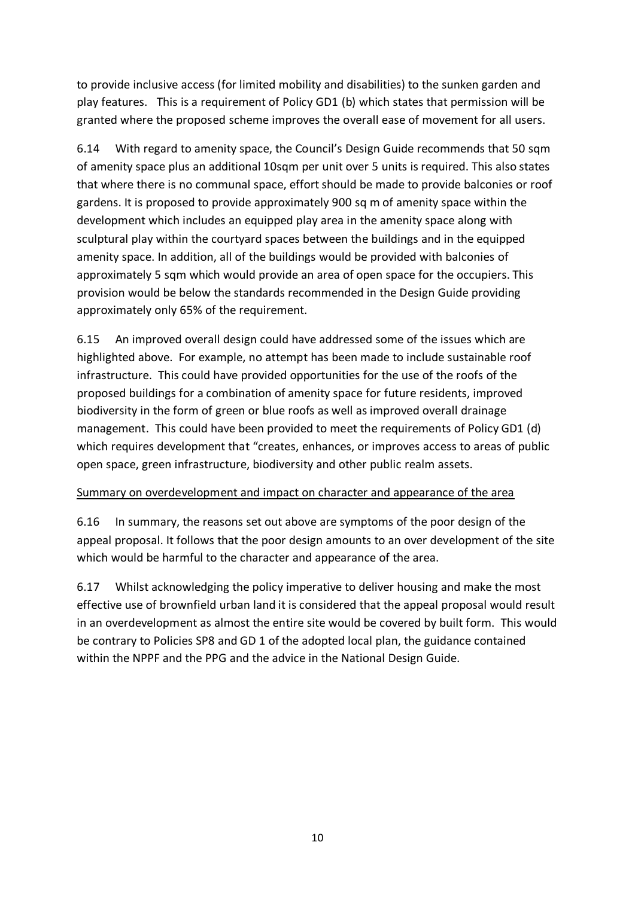to provide inclusive access (for limited mobility and disabilities) to the sunken garden and play features. This is a requirement of Policy GD1 (b) which states that permission will be granted where the proposed scheme improves the overall ease of movement for all users.

6.14 With regard to amenity space, the Council's Design Guide recommends that 50 sqm of amenity space plus an additional 10sqm per unit over 5 units is required. This also states that where there is no communal space, effort should be made to provide balconies or roof gardens. It is proposed to provide approximately 900 sq m of amenity space within the development which includes an equipped play area in the amenity space along with sculptural play within the courtyard spaces between the buildings and in the equipped amenity space. In addition, all of the buildings would be provided with balconies of approximately 5 sqm which would provide an area of open space for the occupiers. This provision would be below the standards recommended in the Design Guide providing approximately only 65% of the requirement.

6.15 An improved overall design could have addressed some of the issues which are highlighted above. For example, no attempt has been made to include sustainable roof infrastructure. This could have provided opportunities for the use of the roofs of the proposed buildings for a combination of amenity space for future residents, improved biodiversity in the form of green or blue roofs as well as improved overall drainage management. This could have been provided to meet the requirements of Policy GD1 (d) which requires development that "creates, enhances, or improves access to areas of public open space, green infrastructure, biodiversity and other public realm assets.

<u>Summary on overdevelopment and impact on character and appearance of the area</u>

6.16 In summary, the reasons set out above are symptoms of the poor design of the appeal proposal. It follows that the poor design amounts to an over development of the site which would be harmful to the character and appearance of the area.

6.17 Whilst acknowledging the policy imperative to deliver housing and make the most effective use of brownfield urban land it is considered that the appeal proposal would result in an overdevelopment as almost the entire site would be covered by built form. This would be contrary to Policies SP8 and GD 1 of the adopted local plan, the guidance contained within the NPPF and the PPG and the advice in the National Design Guide.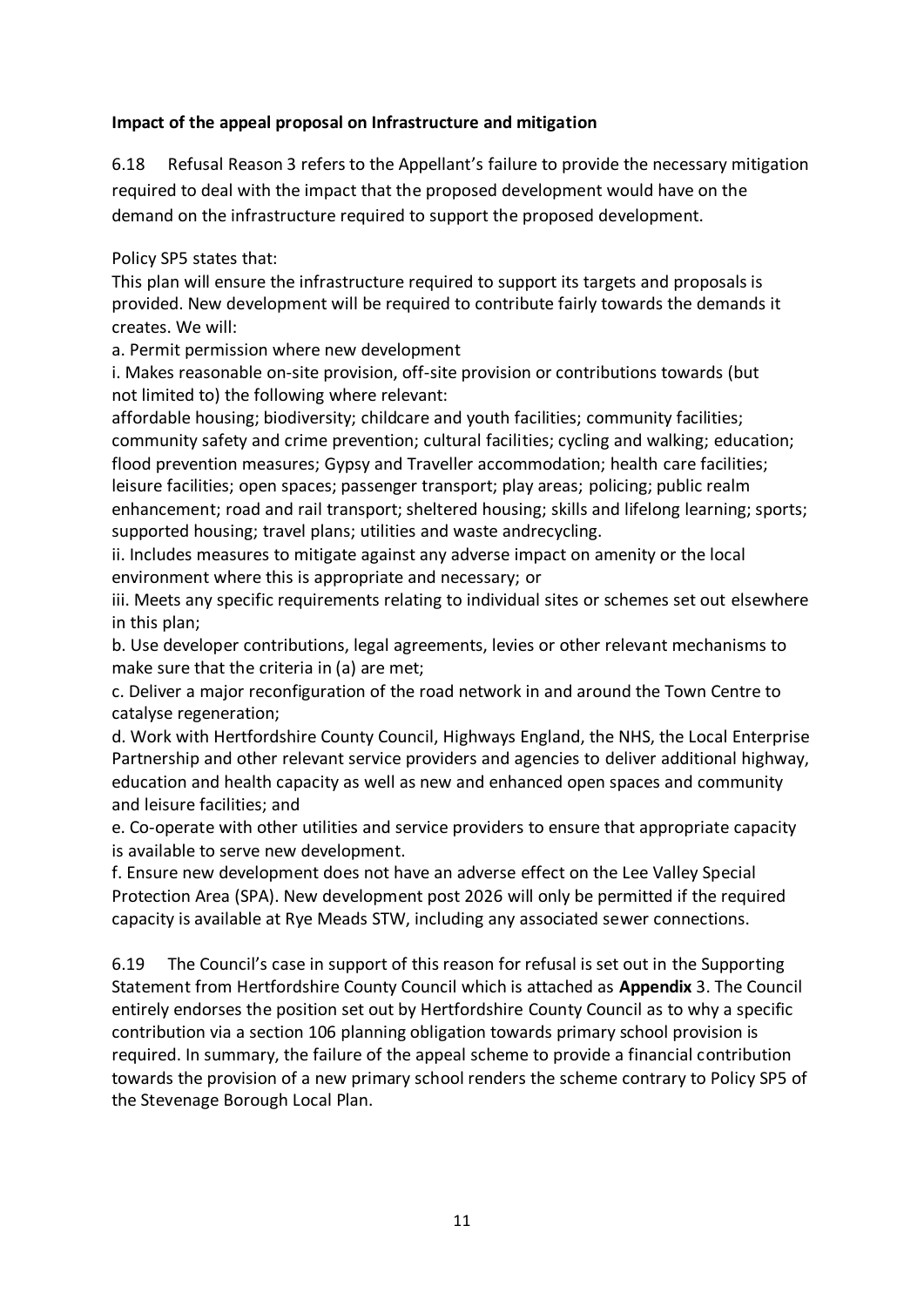**Impact of the appeal proposal on Infrastructure and mitigation**

6.18 Refusal Reason 3 refers to the Appellant's failure to provide the necessary mitigation required to deal with the impact that the proposed development would have on the demand on the infrastructure required to support the proposed development.

Policy SP5 states that:

This plan will ensure the infrastructure required to support its targets and proposals is provided. New development will be required to contribute fairly towards the demands it creates. We will:

a. Permit permission where new development

i. Makes reasonable on-site provision, off-site provision or contributions towards (but not limited to) the following where relevant:

affordable housing; biodiversity; childcare and youth facilities; community facilities; community safety and crime prevention; cultural facilities; cycling and walking; education; flood prevention measures; Gypsy and Traveller accommodation; health care facilities; leisure facilities; open spaces; passenger transport; play areas; policing; public realm enhancement; road and rail transport; sheltered housing; skills and lifelong learning; sports; supported housing; travel plans; utilities and waste andrecycling.

ii. Includes measures to mitigate against any adverse impact on amenity or the local environment where this is appropriate and necessary; or

iii. Meets any specific requirements relating to individual sites or schemes set out elsewhere in this plan;

b. Use developer contributions, legal agreements, levies or other relevant mechanisms to make sure that the criteria in (a) are met;

c. Deliver a major reconfiguration of the road network in and around the Town Centre to catalyse regeneration;

d. Work with Hertfordshire County Council, Highways England, the NHS, the Local Enterprise Partnership and other relevant service providers and agencies to deliver additional highway, education and health capacity as well as new and enhanced open spaces and community and leisure facilities; and

e. Co-operate with other utilities and service providers to ensure that appropriate capacity is available to serve new development.

f. Ensure new development does not have an adverse effect on the Lee Valley Special Protection Area (SPA). New development post 2026 will only be permitted if the required capacity is available at Rye Meads STW, including any associated sewer connections.

6.19 The Council's case in support of this reason for refusal is set out in the Supporting Statement from Hertfordshire County Council which is attached as **Appendix** 3. The Council entirely endorses the position set out by Hertfordshire County Council as to why a specific contribution via a section 106 planning obligation towards primary school provision is required. In summary, the failure of the appeal scheme to provide a financial contribution towards the provision of a new primary school renders the scheme contrary to Policy SP5 of the Stevenage Borough Local Plan.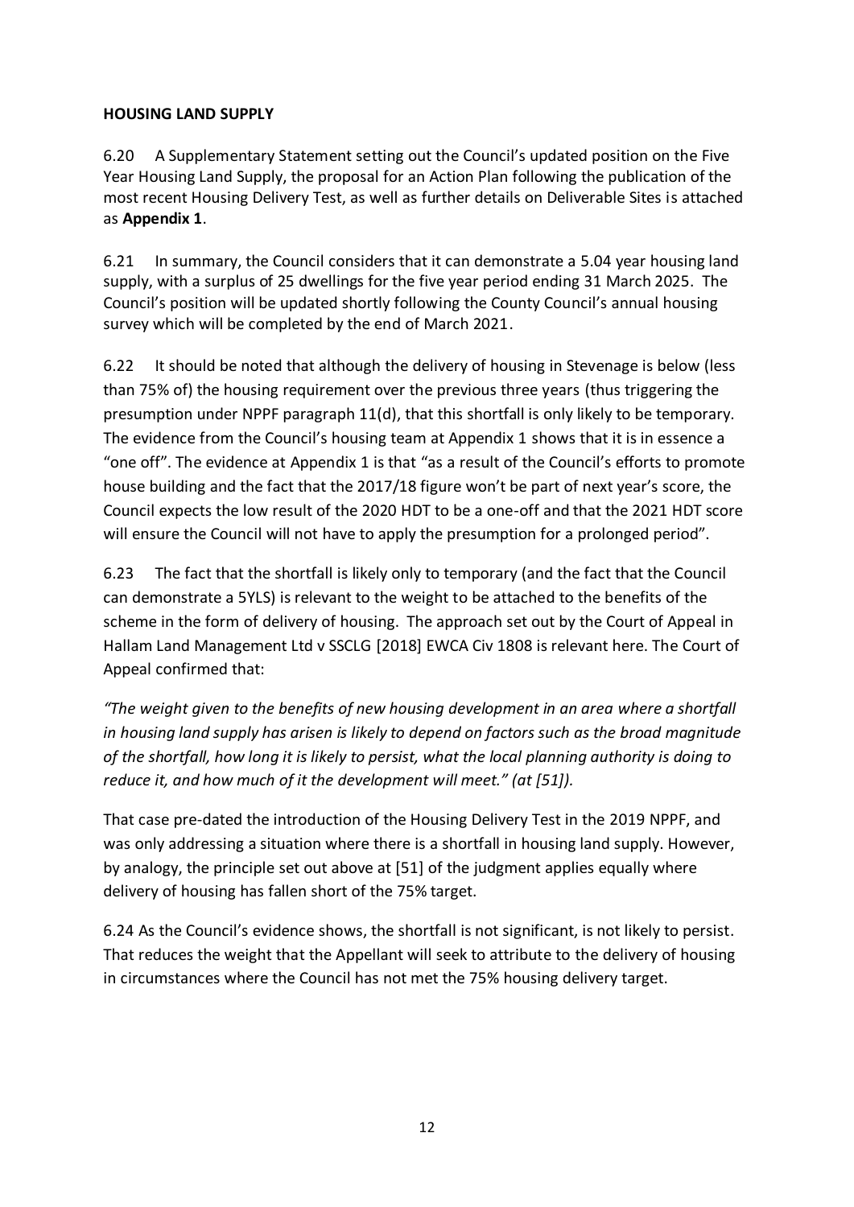**HOUSING LAND SUPPLY**

6.20 A Supplementary Statement setting out the Council's updated position on the Five Year Housing Land Supply, the proposal for an Action Plan following the publication of the most recent Housing Delivery Test, as well as further details on Deliverable Sites is attached as **Appendix 1**.

6.21 In summary, the Council considers that it can demonstrate a 5.04 year housing land supply, with a surplus of 25 dwellings for the five year period ending 31 March 2025. The Council's position will be updated shortly following the County Council's annual housing survey which will be completed by the end of March 2021.

6.22 It should be noted that although the delivery of housing in Stevenage is below (less than 75% of) the housing requirement over the previous three years (thus triggering the presumption under NPPF paragraph 11(d), that this shortfall is only likely to be temporary. The evidence from the Council's housing team at Appendix 1 shows that it is in essence a "one off". The evidence at Appendix 1 is that "as a result of the Council's efforts to promote house building and the fact that the 2017/18 figure won't be part of next year's score, the Council expects the low result of the 2020 HDT to be a one-off and that the 2021 HDT score will ensure the Council will not have to apply the presumption for a prolonged period".

6.23 The fact that the shortfall is likely only to temporary (and the fact that the Council can demonstrate a 5YLS) is relevant to the weight to be attached to the benefits of the scheme in the form of delivery of housing. The approach set out by the Court of Appeal in Hallam Land Management Ltd v SSCLG [2018] EWCA Civ 1808 is relevant here. The Court of Appeal confirmed that:

*"The weight given to the benefits of new housing development in an area where a shortfall in housing land supply has arisen is likely to depend on factors such as the broad magnitude of the shortfall, how long it is likely to persist, what the local planning authority is doing to reduce it, and how much of it the development will meet." (at [51]).*

That case pre-dated the introduction of the Housing Delivery Test in the 2019 NPPF, and was only addressing a situation where there is a shortfall in housing land supply. However, by analogy, the principle set out above at [51] of the judgment applies equally where delivery of housing has fallen short of the 75% target.

6.24 As the Council's evidence shows, the shortfall is not significant, is not likely to persist. That reduces the weight that the Appellant will seek to attribute to the delivery of housing in circumstances where the Council has not met the 75% housing delivery target.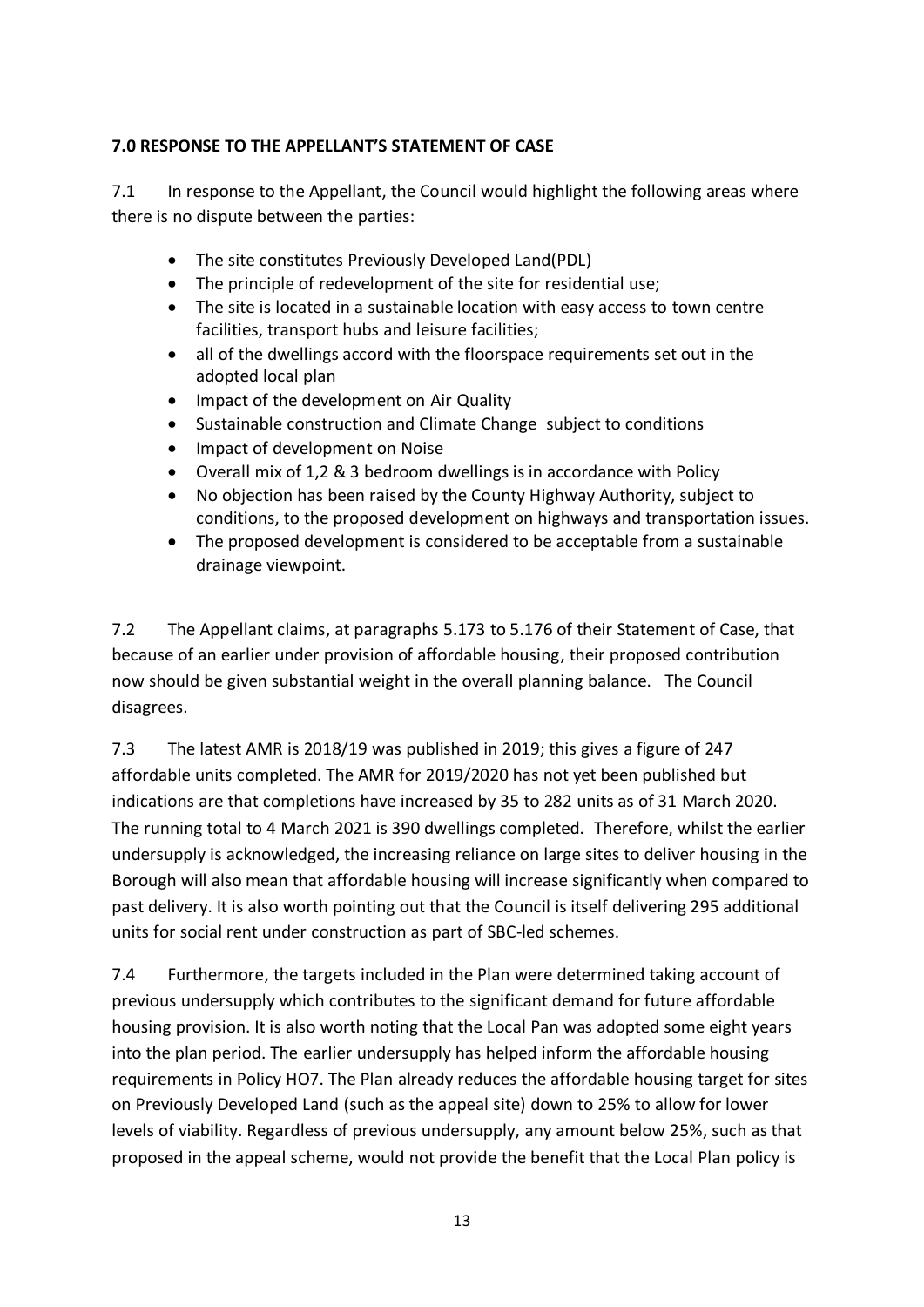**7.0 RESPONSE TO THE APPELLANT'S STATEMENT OF CASE**

7.1 In response to the Appellant, the Council would highlight the following areas where there is no dispute between the parties:

- The site constitutes Previously Developed Land(PDL)
- The principle of redevelopment of the site for residential use;
- The site is located in a sustainable location with easy access to town centre facilities, transport hubs and leisure facilities;
- all of the dwellings accord with the floorspace requirements set out in the adopted local plan
- Impact of the development on Air Quality
- Sustainable construction and Climate Change subject to conditions
- Impact of development on Noise
- Overall mix of 1,2 & 3 bedroom dwellings is in accordance with Policy
- No objection has been raised by the County Highway Authority, subject to conditions, to the proposed development on highways and transportation issues.
- The proposed development is considered to be acceptable from a sustainable drainage viewpoint.

7.2 The Appellant claims, at paragraphs 5.173 to 5.176 of their Statement of Case, that because of an earlier under provision of affordable housing, their proposed contribution now should be given substantial weight in the overall planning balance. The Council disagrees.

7.3 The latest AMR is 2018/19 was published in 2019; this gives a figure of 247 affordable units completed. The AMR for 2019/2020 has not yet been published but indications are that completions have increased by 35 to 282 units as of 31 March 2020. The running total to 4 March 2021 is 390 dwellings completed. Therefore, whilst the earlier undersupply is acknowledged, the increasing reliance on large sites to deliver housing in the Borough will also mean that affordable housing will increase significantly when compared to past delivery. It is also worth pointing out that the Council is itself delivering 295 additional units for social rent under construction as part of SBC-led schemes.

7.4 Furthermore, the targets included in the Plan were determined taking account of previous undersupply which contributes to the significant demand for future affordable housing provision. It is also worth noting that the Local Pan was adopted some eight years into the plan period. The earlier undersupply has helped inform the affordable housing requirements in Policy HO7. The Plan already reduces the affordable housing target for sites on Previously Developed Land (such as the appeal site) down to 25% to allow for lower levels of viability. Regardless of previous undersupply, any amount below 25%, such as that proposed in the appeal scheme, would not provide the benefit that the Local Plan policy is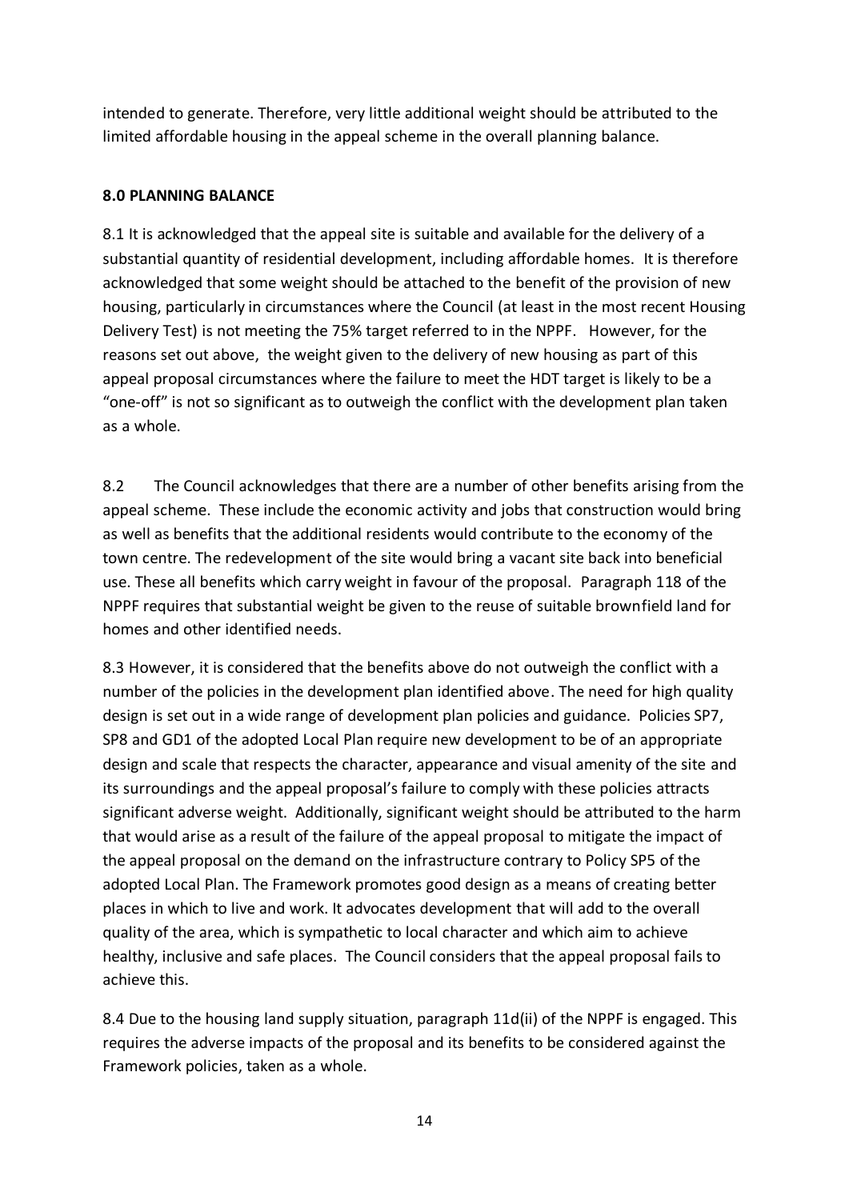intended to generate. Therefore, very little additional weight should be attributed to the limited affordable housing in the appeal scheme in the overall planning balance.

**8.0 PLANNING BALANCE**

8.1 It is acknowledged that the appeal site is suitable and available for the delivery of a substantial quantity of residential development, including affordable homes. It is therefore acknowledged that some weight should be attached to the benefit of the provision of new housing, particularly in circumstances where the Council (at least in the most recent Housing Delivery Test) is not meeting the 75% target referred to in the NPPF. However, for the reasons set out above, the weight given to the delivery of new housing as part of this appeal proposal circumstances where the failure to meet the HDT target is likely to be a "one-off" is not so significant as to outweigh the conflict with the development plan taken as a whole.

8.2 The Council acknowledges that there are a number of other benefits arising from the appeal scheme. These include the economic activity and jobs that construction would bring as well as benefits that the additional residents would contribute to the economy of the town centre. The redevelopment of the site would bring a vacant site back into beneficial use. These all benefits which carry weight in favour of the proposal. Paragraph 118 of the NPPF requires that substantial weight be given to the reuse of suitable brownfield land for homes and other identified needs.

8.3 However, it is considered that the benefits above do not outweigh the conflict with a number of the policies in the development plan identified above. The need for high quality design is set out in a wide range of development plan policies and guidance. Policies SP7, SP8 and GD1 of the adopted Local Plan require new development to be of an appropriate design and scale that respects the character, appearance and visual amenity of the site and its surroundings and the appeal proposal's failure to comply with these policies attracts significant adverse weight. Additionally, significant weight should be attributed to the harm that would arise as a result of the failure of the appeal proposal to mitigate the impact of the appeal proposal on the demand on the infrastructure contrary to Policy SP5 of the adopted Local Plan. The Framework promotes good design as a means of creating better places in which to live and work. It advocates development that will add to the overall quality of the area, which is sympathetic to local character and which aim to achieve healthy, inclusive and safe places. The Council considers that the appeal proposal fails to achieve this.

8.4 Due to the housing land supply situation, paragraph 11d(ii) of the NPPF is engaged. This requires the adverse impacts of the proposal and its benefits to be considered against the Framework policies, taken as a whole.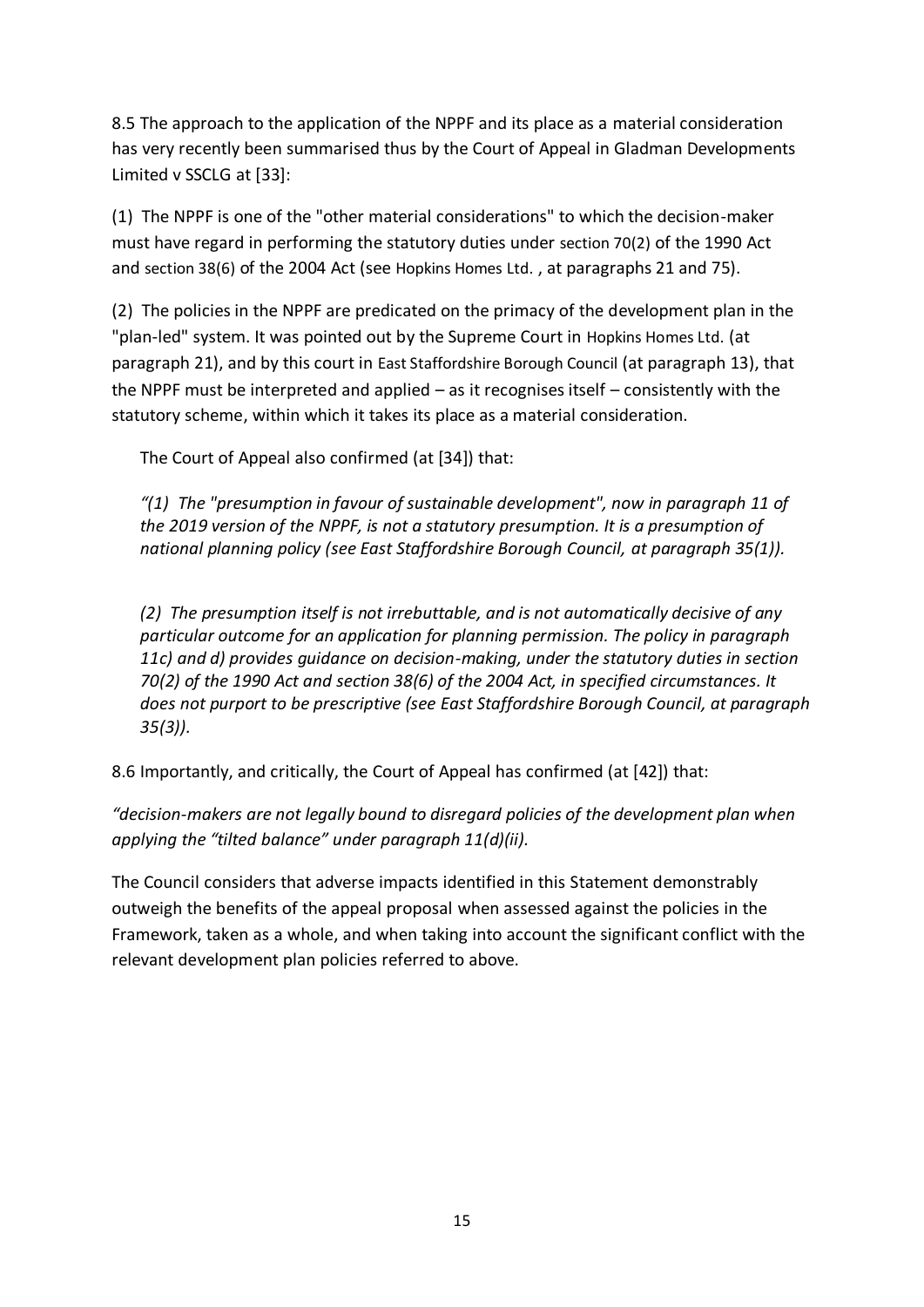8.5 The approach to the application of the NPPF and its place as a material consideration has very recently been summarised thus by the Court of Appeal in Gladman Developments Limited v SSCLG at [33]:

(1) The NPPF is one of the "other material considerations" to which the decision-maker must have regard in performing the statutory duties under section 70(2) of the 1990 Act and section 38(6) of the 2004 Act (see Hopkins Homes Ltd. , at paragraphs 21 and 75).

(2) The policies in the NPPF are predicated on the primacy of the development plan in the "plan-led" system. It was pointed out by the Supreme Court in Hopkins Homes Ltd. (at paragraph 21), and by this court in East Staffordshire Borough Council (at paragraph 13), that the NPPF must be interpreted and applied – as it recognises itself – consistently with the statutory scheme, within which it takes its place as a material consideration.

The Court of Appeal also confirmed (at [34]) that:

*"(1) The "presumption in favour of sustainable development", now in paragraph 11 of the 2019 version of the NPPF, is not a statutory presumption. It is a presumption of national planning policy (see East Staffordshire Borough Council, at paragraph 35(1)).*

*(2) The presumption itself is not irrebuttable, and is not automatically decisive of any particular outcome for an application for planning permission. The policy in paragraph 11c) and d) provides guidance on decision-making, under the statutory duties in section 70(2) of the 1990 Act and section 38(6) of the 2004 Act, in specified circumstances. It does not purport to be prescriptive (see East Staffordshire Borough Council, at paragraph 35(3)).*

8.6 Importantly, and critically, the Court of Appeal has confirmed (at [42]) that:

*"decision-makers are not legally bound to disregard policies of the development plan when applying the "tilted balance" under paragraph 11(d)(ii).*

The Council considers that adverse impacts identified in this Statement demonstrably outweigh the benefits of the appeal proposal when assessed against the policies in the Framework, taken as a whole, and when taking into account the significant conflict with the relevant development plan policies referred to above.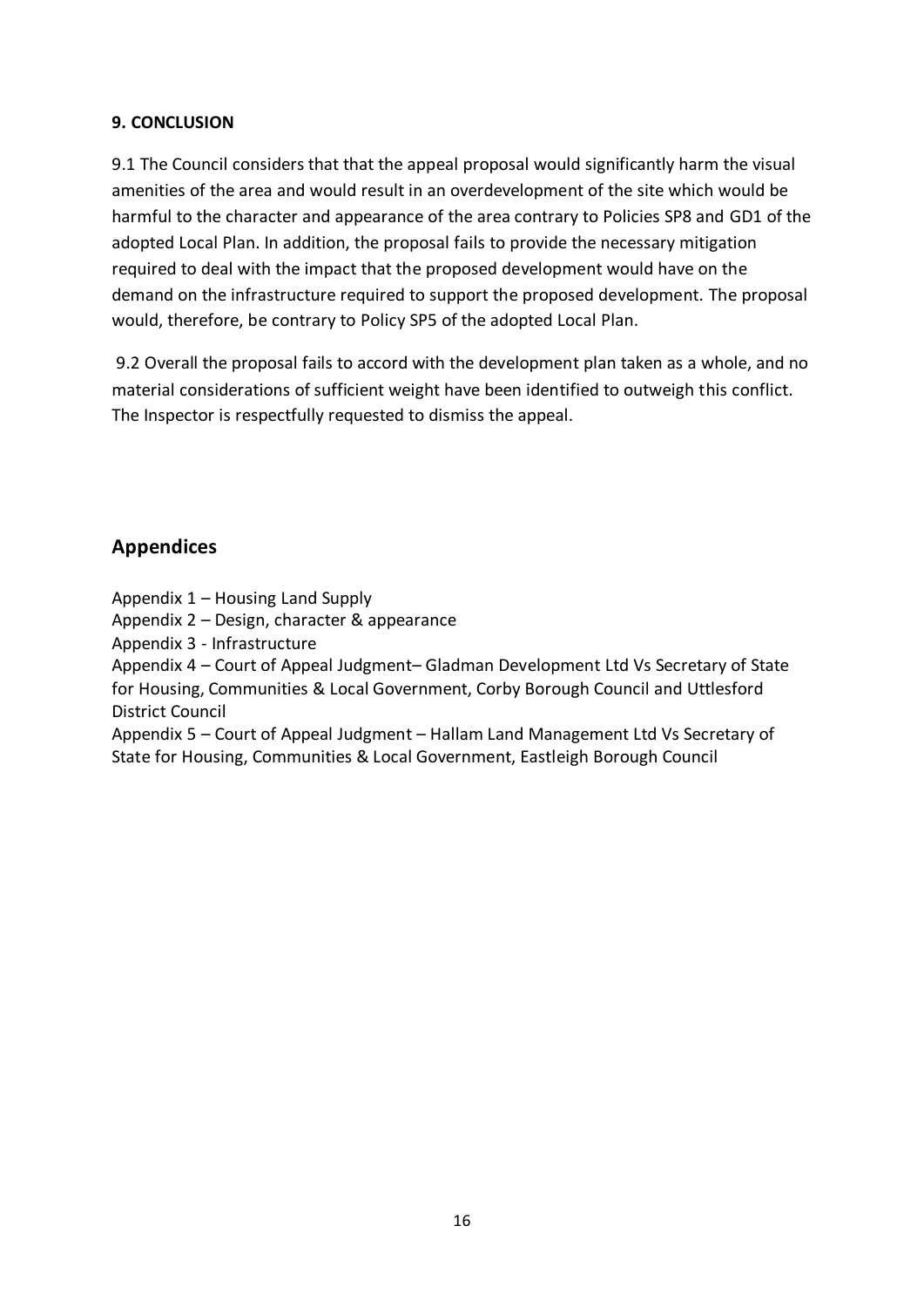**9. CONCLUSION**

9.1 The Council considers that that the appeal proposal would significantly harm the visual amenities of the area and would result in an overdevelopment of the site which would be harmful to the character and appearance of the area contrary to Policies SP8 and GD1 of the adopted Local Plan. In addition, the proposal fails to provide the necessary mitigation required to deal with the impact that the proposed development would have on the demand on the infrastructure required to support the proposed development. The proposal would, therefore, be contrary to Policy SP5 of the adopted Local Plan.

9.2 Overall the proposal fails to accord with the development plan taken as a whole, and no material considerations of sufficient weight have been identified to outweigh this conflict. The Inspector is respectfully requested to dismiss the appeal.

## Appendices

Appendix 1 – Housing Land Supply
Appendix 2 – Design, character & appearance
Appendix 3 - Infrastructure
Appendix 4 – Court of Appeal Judgment– Gladman Development Ltd Vs Secretary of State for Housing, Communities & Local Government, Corby Borough Council and Uttlesford District Council
Appendix 5 – Court of Appeal Judgment – Hallam Land Management Ltd Vs Secretary of State for Housing, Communities & Local Government, Eastleigh Borough Council